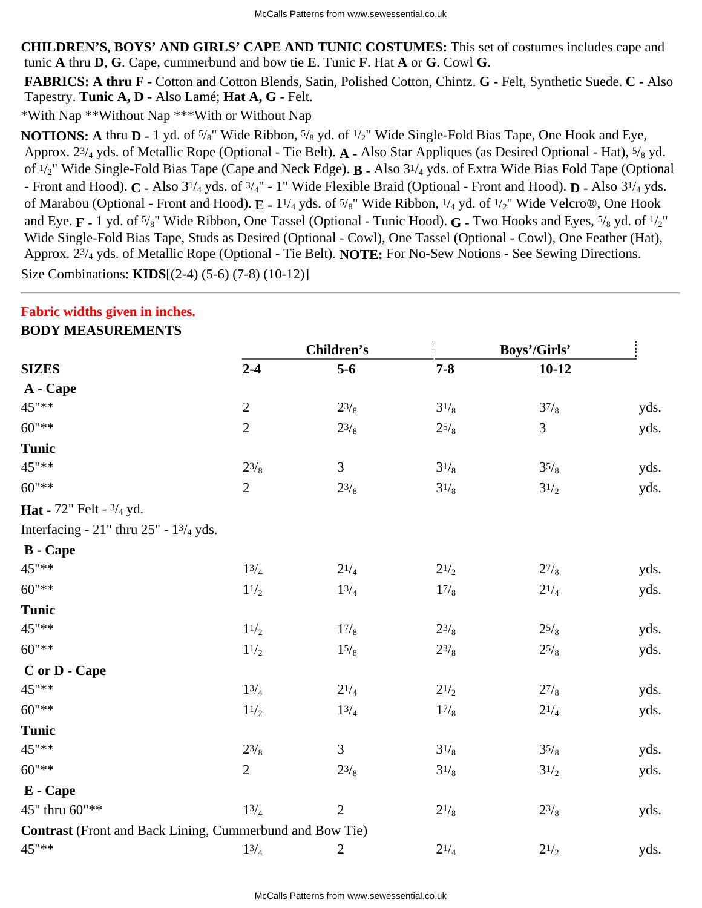**CHILDREN'S, BOYS' AND GIRLS' CAPE AND TUNIC COSTUMES:** This set of costumes includes cape and tunic **A** thru **D**, **G**. Cape, cummerbund and bow tie **E**. Tunic **F**. Hat **A** or **G**. Cowl **G**.

**FABRICS: A thru F -** Cotton and Cotton Blends, Satin, Polished Cotton, Chintz. **G -** Felt, Synthetic Suede. **C -** Also Tapestry. **Tunic A, D -** Also Lamé; **Hat A, G -** Felt.

*With Nap **Without Nap ***With or Without Nap

**NOTIONS: A** thru **D -** 1 yd. of 5/8" Wide Ribbon, 5/8 yd. of 1/2" Wide Single-Fold Bias Tape, One Hook and Eye, Approx. 2 3/4 yds. of Metallic Rope (Optional - Tie Belt). **A -** Also Star Appliques (as Desired Optional - Hat), 5/8 yd. of 1/2" Wide Single-Fold Bias Tape (Cape and Neck Edge). **B -** Also 3 1/4 yds. of Extra Wide Bias Fold Tape (Optional - Front and Hood). **C -** Also 3 1/4 yds. of 3/4" - 1" Wide Flexible Braid (Optional - Front and Hood). **D -** Also 3 1/4 yds. of Marabou (Optional - Front and Hood). **E -** 1 1/4 yds. of 5/8" Wide Ribbon, 1/4 yd. of 1/2" Wide Velcro®, One Hook and Eye. **F -** 1 yd. of 5/8" Wide Ribbon, One Tassel (Optional - Tunic Hood). **G -** Two Hooks and Eyes, 5/8 yd. of 1/2" Wide Single-Fold Bias Tape, Studs as Desired (Optional - Cowl), One Tassel (Optional - Cowl), One Feather (Hat), Approx. 2 3/4 yds. of Metallic Rope (Optional - Tie Belt). **NOTE:** For No-Sew Notions - See Sewing Directions.

Size Combinations: **KIDS**[(2-4) (5-6) (7-8) (10-12)]

---

**Fabric widths given in inches.**

**BODY MEASUREMENTS**

| | Children's | | Boys'/Girls' | | |
|---|---|---|---|---|---|
| **SIZES** | **2-4** | **5-6** | **7-8** | **10-12** | |
| **A - Cape** | | | | | |
| 45"** | 2 | 2 3/8 | 3 1/8 | 3 7/8 | yds. |
| 60"** | 2 | 2 3/8 | 2 5/8 | 3 | yds. |
| **Tunic** | | | | | |
| 45"** | 2 3/8 | 3 | 3 1/8 | 3 5/8 | yds. |
| 60"** | 2 | 2 3/8 | 3 1/8 | 3 1/2 | yds. |
| **Hat -** 72" Felt - 3/4 yd. | | | | | |
| Interfacing - 21" thru 25" - 1 3/4 yds. | | | | | |
| **B - Cape** | | | | | |
| 45"** | 1 3/4 | 2 1/4 | 2 1/2 | 2 7/8 | yds. |
| 60"** | 1 1/2 | 1 3/4 | 1 7/8 | 2 1/4 | yds. |
| **Tunic** | | | | | |
| 45"** | 1 1/2 | 1 7/8 | 2 3/8 | 2 5/8 | yds. |
| 60"** | 1 1/2 | 1 5/8 | 2 3/8 | 2 5/8 | yds. |
| **C or D - Cape** | | | | | |
| 45"** | 1 3/4 | 2 1/4 | 2 1/2 | 2 7/8 | yds. |
| 60"** | 1 1/2 | 1 3/4 | 1 7/8 | 2 1/4 | yds. |
| **Tunic** | | | | | |
| 45"** | 2 3/8 | 3 | 3 1/8 | 3 5/8 | yds. |
| 60"** | 2 | 2 3/8 | 3 1/8 | 3 1/2 | yds. |
| **E - Cape** | | | | | |
| 45" thru 60"** | 1 3/4 | 2 | 2 1/8 | 2 3/8 | yds. |
| **Contrast** (Front and Back Lining, Cummerbund and Bow Tie) | | | | | |
| 45"** | 1 3/4 | 2 | 2 1/4 | 2 1/2 | yds. |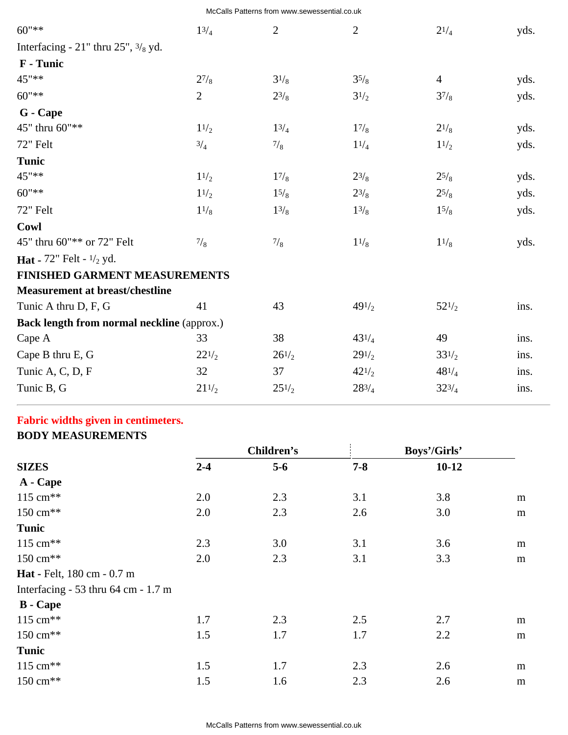| | | | | | |
|---|---|---|---|---|---|
| 60"** | 1 3/4 | 2 | 2 | 2 1/4 | yds. |
| Interfacing - 21" thru 25", 3/8 yd. | | | | | |
| **F - Tunic** | | | | | |
| 45"** | 2 7/8 | 3 1/8 | 3 5/8 | 4 | yds. |
| 60"** | 2 | 2 3/8 | 3 1/2 | 3 7/8 | yds. |
| **G - Cape** | | | | | |
| 45" thru 60"** | 1 1/2 | 1 3/4 | 1 7/8 | 2 1/8 | yds. |
| 72" Felt | 3/4 | 7/8 | 1 1/4 | 1 1/2 | yds. |
| **Tunic** | | | | | |
| 45"** | 1 1/2 | 1 7/8 | 2 3/8 | 2 5/8 | yds. |
| 60"** | 1 1/2 | 1 5/8 | 2 3/8 | 2 5/8 | yds. |
| 72" Felt | 1 1/8 | 1 3/8 | 1 3/8 | 1 5/8 | yds. |
| **Cowl** | | | | | |
| 45" thru 60"** or 72" Felt | 7/8 | 7/8 | 1 1/8 | 1 1/8 | yds. |
| **Hat -** 72" Felt - 1/2 yd. | | | | | |
| **FINISHED GARMENT MEASUREMENTS** | | | | | |
| **Measurement at breast/chestline** | | | | | |
| Tunic A thru D, F, G | 41 | 43 | 49 1/2 | 52 1/2 | ins. |
| **Back length from normal neckline** (approx.) | | | | | |
| Cape A | 33 | 38 | 43 1/4 | 49 | ins. |
| Cape B thru E, G | 22 1/2 | 26 1/2 | 29 1/2 | 33 1/2 | ins. |
| Tunic A, C, D, F | 32 | 37 | 42 1/2 | 48 1/4 | ins. |
| Tunic B, G | 21 1/2 | 25 1/2 | 28 3/4 | 32 3/4 | ins. |

---

**Fabric widths given in centimeters.**

**BODY MEASUREMENTS**

| | Children's | | Boys'/Girls' | | |
|---|---|---|---|---|---|
| **SIZES** | **2-4** | **5-6** | **7-8** | **10-12** | |
| **A - Cape** | | | | | |
| 115 cm** | 2.0 | 2.3 | 3.1 | 3.8 | m |
| 150 cm** | 2.0 | 2.3 | 2.6 | 3.0 | m |
| **Tunic** | | | | | |
| 115 cm** | 2.3 | 3.0 | 3.1 | 3.6 | m |
| 150 cm** | 2.0 | 2.3 | 3.1 | 3.3 | m |
| **Hat -** Felt, 180 cm - 0.7 m | | | | | |
| Interfacing - 53 thru 64 cm - 1.7 m | | | | | |
| **B - Cape** | | | | | |
| 115 cm** | 1.7 | 2.3 | 2.5 | 2.7 | m |
| 150 cm** | 1.5 | 1.7 | 1.7 | 2.2 | m |
| **Tunic** | | | | | |
| 115 cm** | 1.5 | 1.7 | 2.3 | 2.6 | m |
| 150 cm** | 1.5 | 1.6 | 2.3 | 2.6 | m |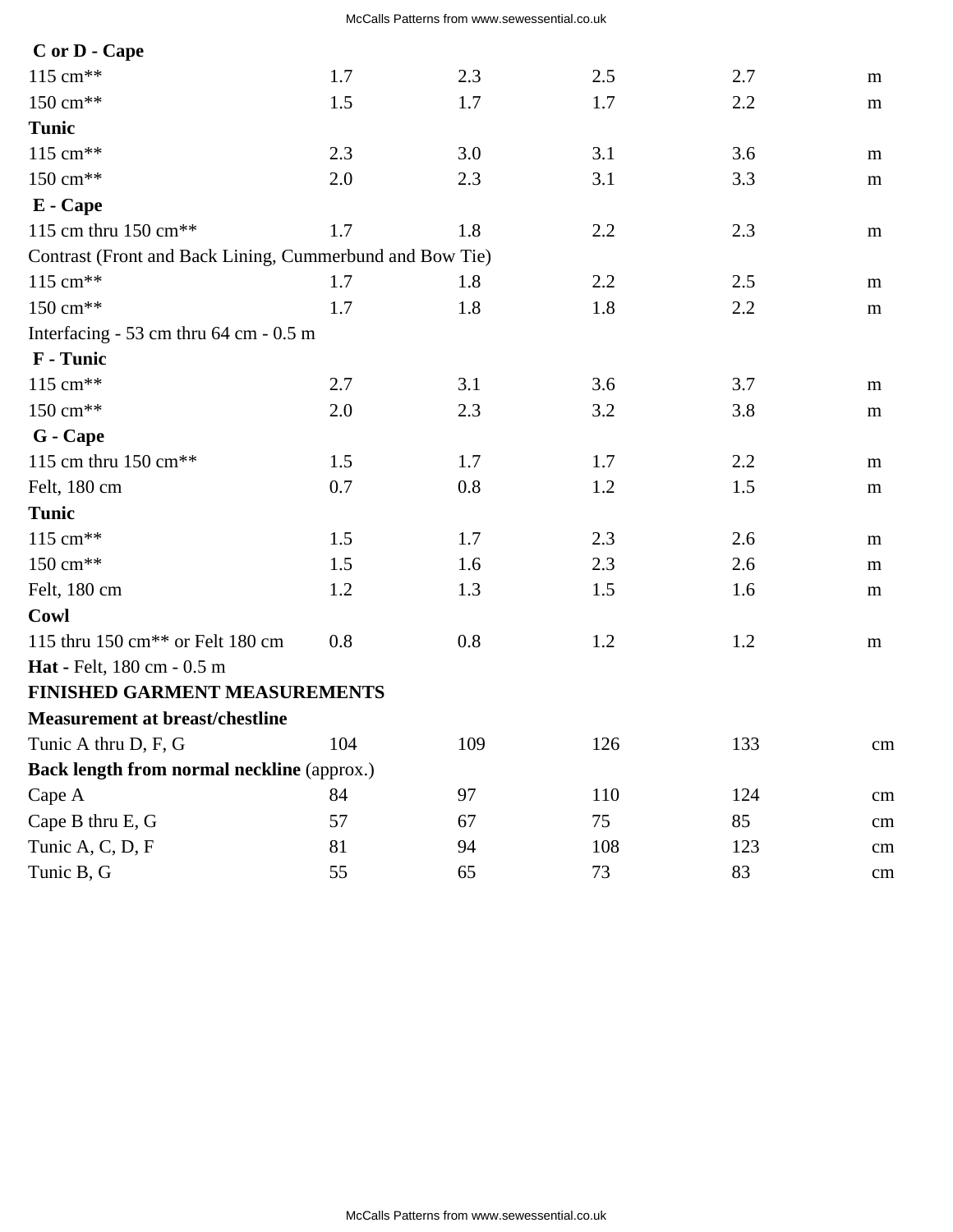| | | | | | |
|---|---|---|---|---|---|
| **C or D - Cape** | | | | | |
| 115 cm** | 1.7 | 2.3 | 2.5 | 2.7 | m |
| 150 cm** | 1.5 | 1.7 | 1.7 | 2.2 | m |
| **Tunic** | | | | | |
| 115 cm** | 2.3 | 3.0 | 3.1 | 3.6 | m |
| 150 cm** | 2.0 | 2.3 | 3.1 | 3.3 | m |
| **E - Cape** | | | | | |
| 115 cm thru 150 cm** | 1.7 | 1.8 | 2.2 | 2.3 | m |
| Contrast (Front and Back Lining, Cummerbund and Bow Tie) | | | | | |
| 115 cm** | 1.7 | 1.8 | 2.2 | 2.5 | m |
| 150 cm** | 1.7 | 1.8 | 1.8 | 2.2 | m |
| Interfacing - 53 cm thru 64 cm - 0.5 m | | | | | |
| **F - Tunic** | | | | | |
| 115 cm** | 2.7 | 3.1 | 3.6 | 3.7 | m |
| 150 cm** | 2.0 | 2.3 | 3.2 | 3.8 | m |
| **G - Cape** | | | | | |
| 115 cm thru 150 cm** | 1.5 | 1.7 | 1.7 | 2.2 | m |
| Felt, 180 cm | 0.7 | 0.8 | 1.2 | 1.5 | m |
| **Tunic** | | | | | |
| 115 cm** | 1.5 | 1.7 | 2.3 | 2.6 | m |
| 150 cm** | 1.5 | 1.6 | 2.3 | 2.6 | m |
| Felt, 180 cm | 1.2 | 1.3 | 1.5 | 1.6 | m |
| **Cowl** | | | | | |
| 115 thru 150 cm** or Felt 180 cm | 0.8 | 0.8 | 1.2 | 1.2 | m |
| **Hat -** Felt, 180 cm - 0.5 m | | | | | |
| **FINISHED GARMENT MEASUREMENTS** | | | | | |
| **Measurement at breast/chestline** | | | | | |
| Tunic A thru D, F, G | 104 | 109 | 126 | 133 | cm |
| **Back length from normal neckline** (approx.) | | | | | |
| Cape A | 84 | 97 | 110 | 124 | cm |
| Cape B thru E, G | 57 | 67 | 75 | 85 | cm |
| Tunic A, C, D, F | 81 | 94 | 108 | 123 | cm |
| Tunic B, G | 55 | 65 | 73 | 83 | cm |